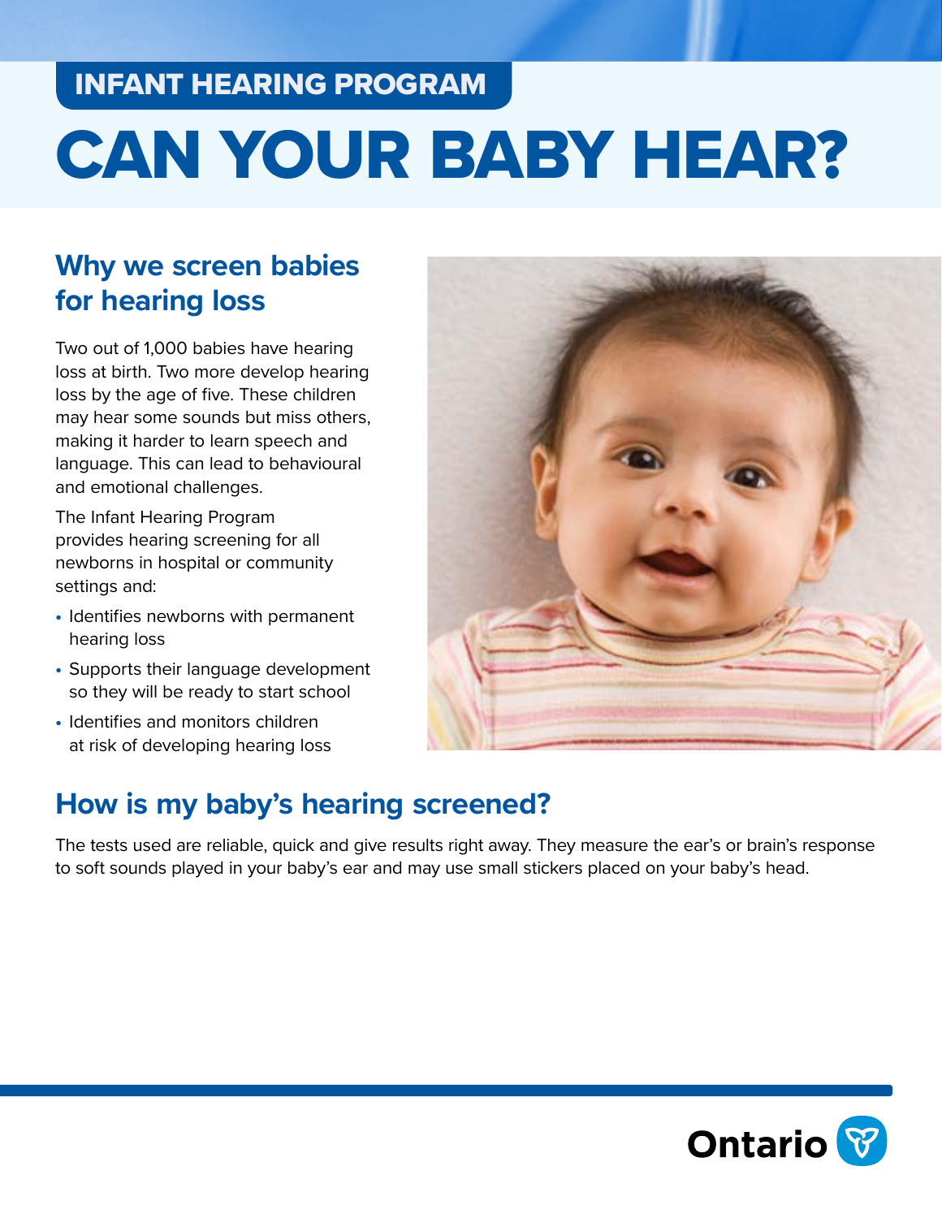INFANT HEARING PROGRAM

# CAN YOUR BABY HEAR?

## Why we screen babies for hearing loss

Two out of 1,000 babies have hearing loss at birth. Two more develop hearing loss by the age of five. These children may hear some sounds but miss others, making it harder to learn speech and language. This can lead to behavioural and emotional challenges.

The Infant Hearing Program provides hearing screening for all newborns in hospital or community settings and:

- Identifies newborns with permanent hearing loss
- Supports their language development so they will be ready to start school
- Identifies and monitors children at risk of developing hearing loss

## How is my baby's hearing screened?

The tests used are reliable, quick and give results right away. They measure the ear's or brain's response to soft sounds played in your baby's ear and may use small stickers placed on your baby's head.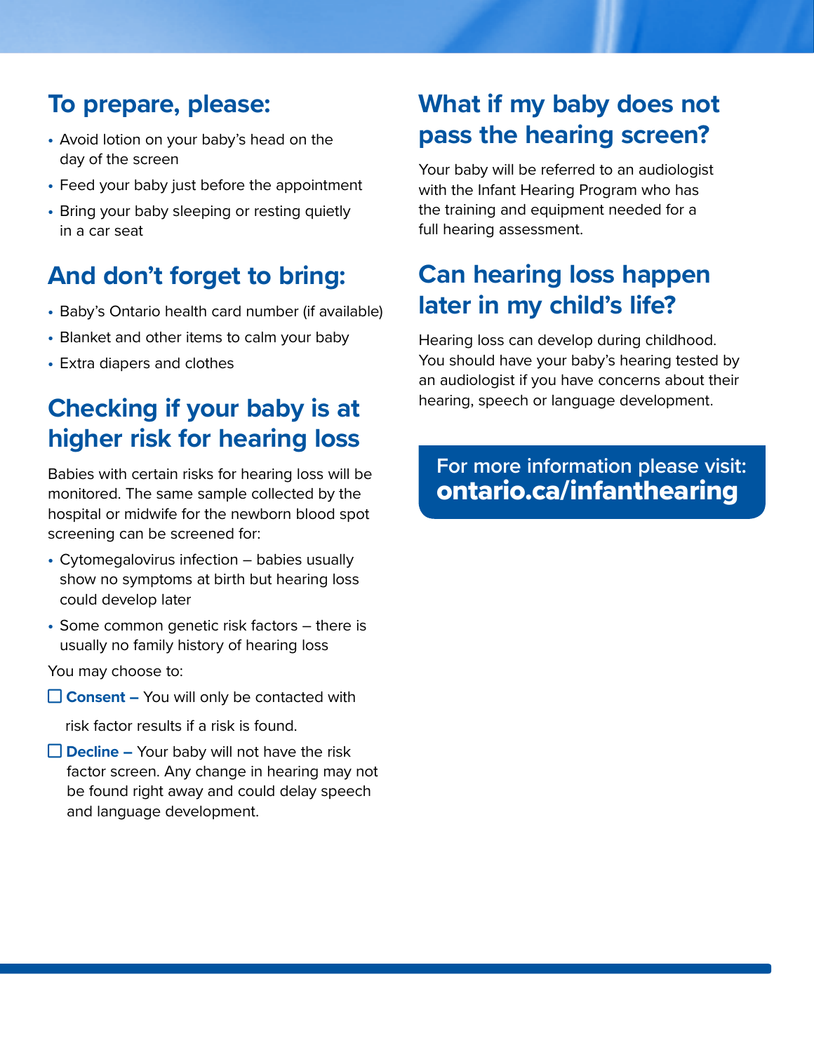## To prepare, please:

- Avoid lotion on your baby's head on the day of the screen
- Feed your baby just before the appointment
- Bring your baby sleeping or resting quietly in a car seat

## And don't forget to bring:

- Baby's Ontario health card number (if available)
- Blanket and other items to calm your baby
- Extra diapers and clothes

## Checking if your baby is at higher risk for hearing loss

Babies with certain risks for hearing loss will be monitored. The same sample collected by the hospital or midwife for the newborn blood spot screening can be screened for:

- Cytomegalovirus infection – babies usually show no symptoms at birth but hearing loss could develop later
- Some common genetic risk factors – there is usually no family history of hearing loss

You may choose to:

☐ **Consent –** You will only be contacted with risk factor results if a risk is found.

☐ **Decline –** Your baby will not have the risk factor screen. Any change in hearing may not be found right away and could delay speech and language development.

## What if my baby does not pass the hearing screen?

Your baby will be referred to an audiologist with the Infant Hearing Program who has the training and equipment needed for a full hearing assessment.

## Can hearing loss happen later in my child's life?

Hearing loss can develop during childhood. You should have your baby's hearing tested by an audiologist if you have concerns about their hearing, speech or language development.

For more information please visit:
**ontario.ca/infanthearing**